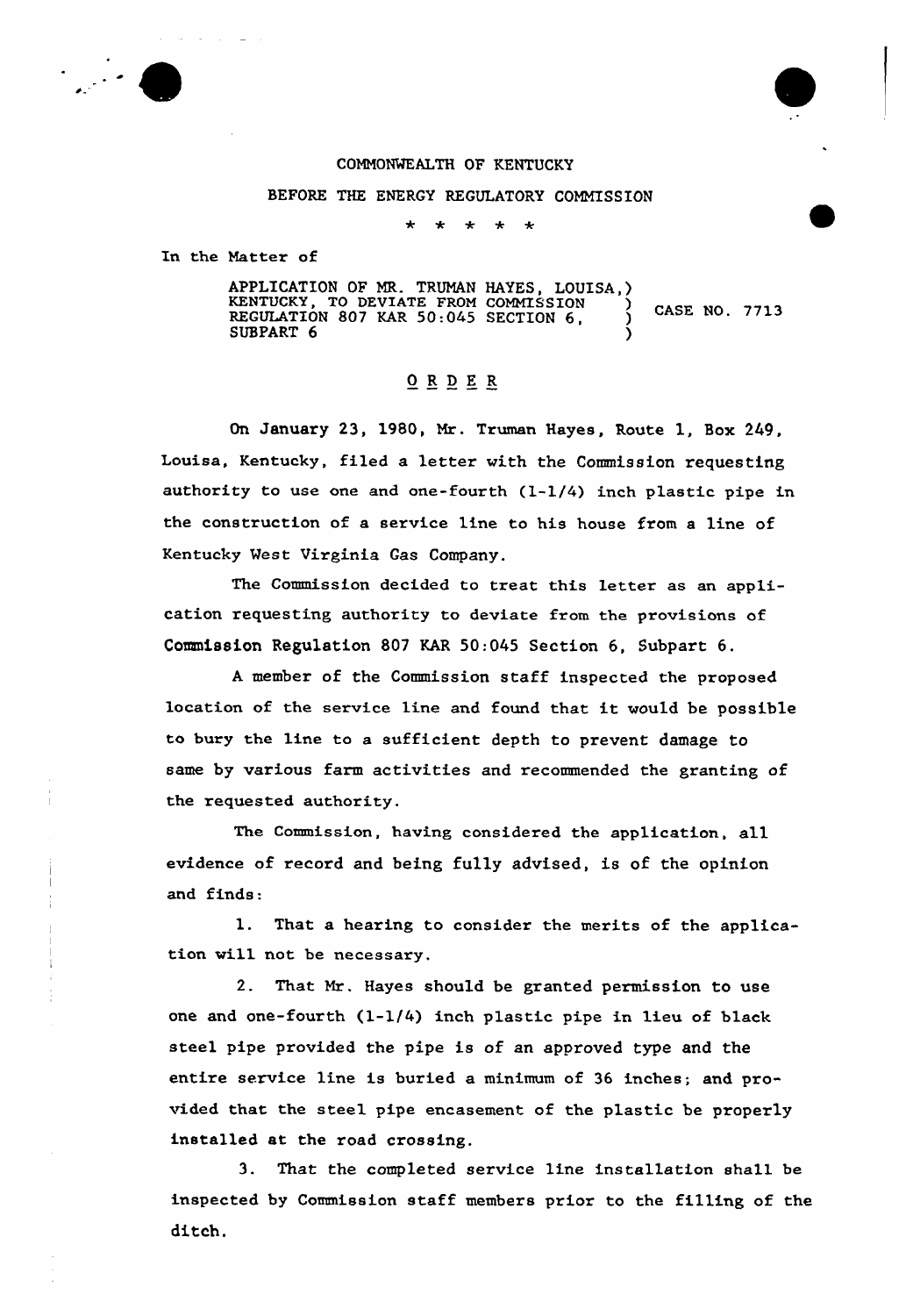COMMONWEALTH OF KENTUCKY

BEFORE THE ENERGY REGULATORY COMMISSION

\* \* \* \* \*

In the Matter of

| | |
|---|---|
| APPLICATION OF MR. TRUMAN HAYES, LOUISA, KENTUCKY, TO DEVIATE FROM COMMISSION REGULATION 807 KAR 50:045 SECTION 6, SUBPART 6 | CASE NO. 7713 |

## O R D E R

On January 23, 1980, Mr. Truman Hayes, Route 1, Box 249, Louisa, Kentucky, filed a letter with the Commission requesting authority to use one and one-fourth (1-1/4) inch plastic pipe in the construction of a service line to his house from a line of Kentucky West Virginia Gas Company.

The Commission decided to treat this letter as an application requesting authority to deviate from the provisions of Commission Regulation 807 KAR 50:045 Section 6, Subpart 6.

A member of the Commission staff inspected the proposed location of the service line and found that it would be possible to bury the line to a sufficient depth to prevent damage to same by various farm activities and recommended the granting of the requested authority.

The Commission, having considered the application, all evidence of record and being fully advised, is of the opinion and finds:

1. That a hearing to consider the merits of the application will not be necessary.

2. That Mr. Hayes should be granted permission to use one and one-fourth (1-1/4) inch plastic pipe in lieu of black steel pipe provided the pipe is of an approved type and the entire service line is buried a minimum of 36 inches; and provided that the steel pipe encasement of the plastic be properly installed at the road crossing.

3. That the completed service line installation shall be inspected by Commission staff members prior to the filling of the ditch.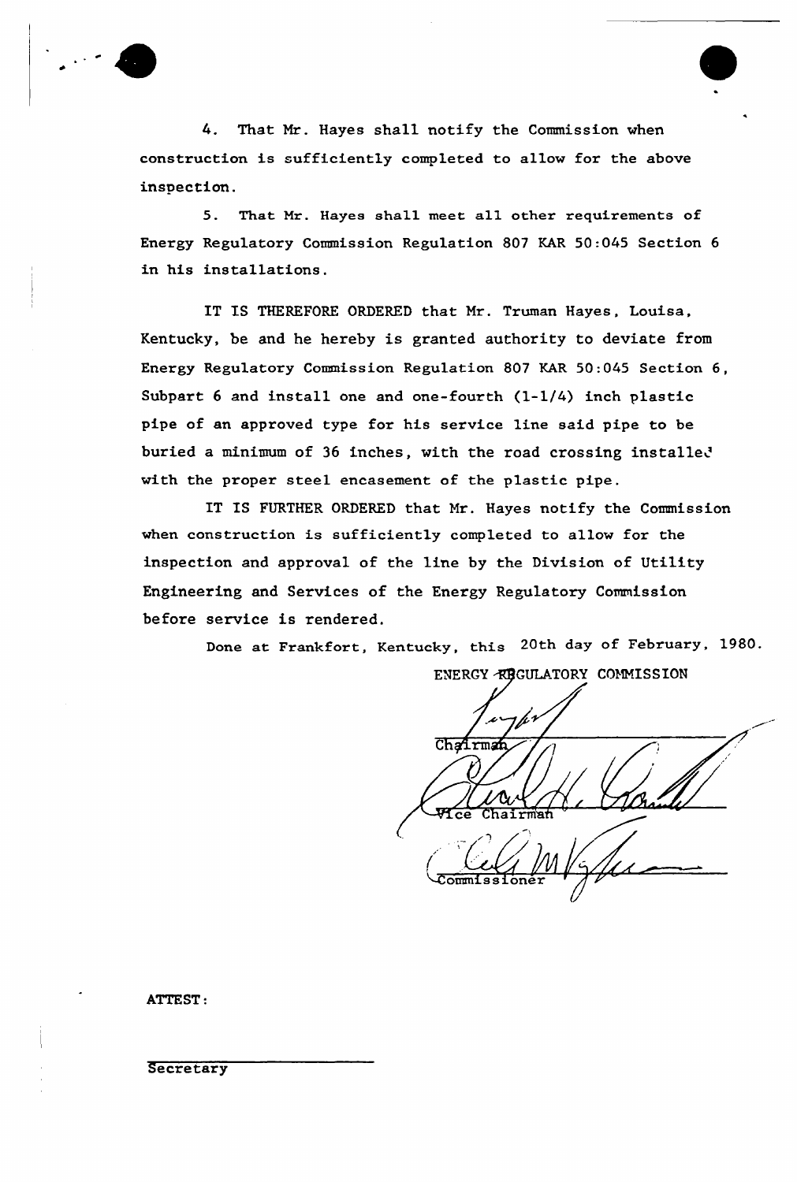4. That Mr. Hayes shall notify the Commission when construction is sufficiently completed to allow for the above inspection.

5. That Mr. Hayes shall meet all other requirements of Energy Regulatory Commission Regulation 807 KAR 50:045 Section 6 in his installations.

IT IS THEREFORE ORDERED that Mr. Truman Hayes, Louisa, Kentucky, be and he hereby is granted authority to deviate from Energy Regulatory Commission Regulation 807 KAR 50:045 Section 6, Subpart 6 and install one and one-fourth (1-1/4) inch plastic pipe of an approved type for his service line said pipe to be buried a minimum of 36 inches, with the road crossing installed with the proper steel encasement of the plastic pipe.

IT IS FURTHER ORDERED that Mr. Hayes notify the Commission when construction is sufficiently completed to allow for the inspection and approval of the line by the Division of Utility Engineering and Services of the Energy Regulatory Commission before service is rendered.

Done at Frankfort, Kentucky, this 20th day of February, 1980.

ENERGY REGULATORY COMMISSION

Chairman

Vice Chairman

Commissioner

ATTEST:

Secretary